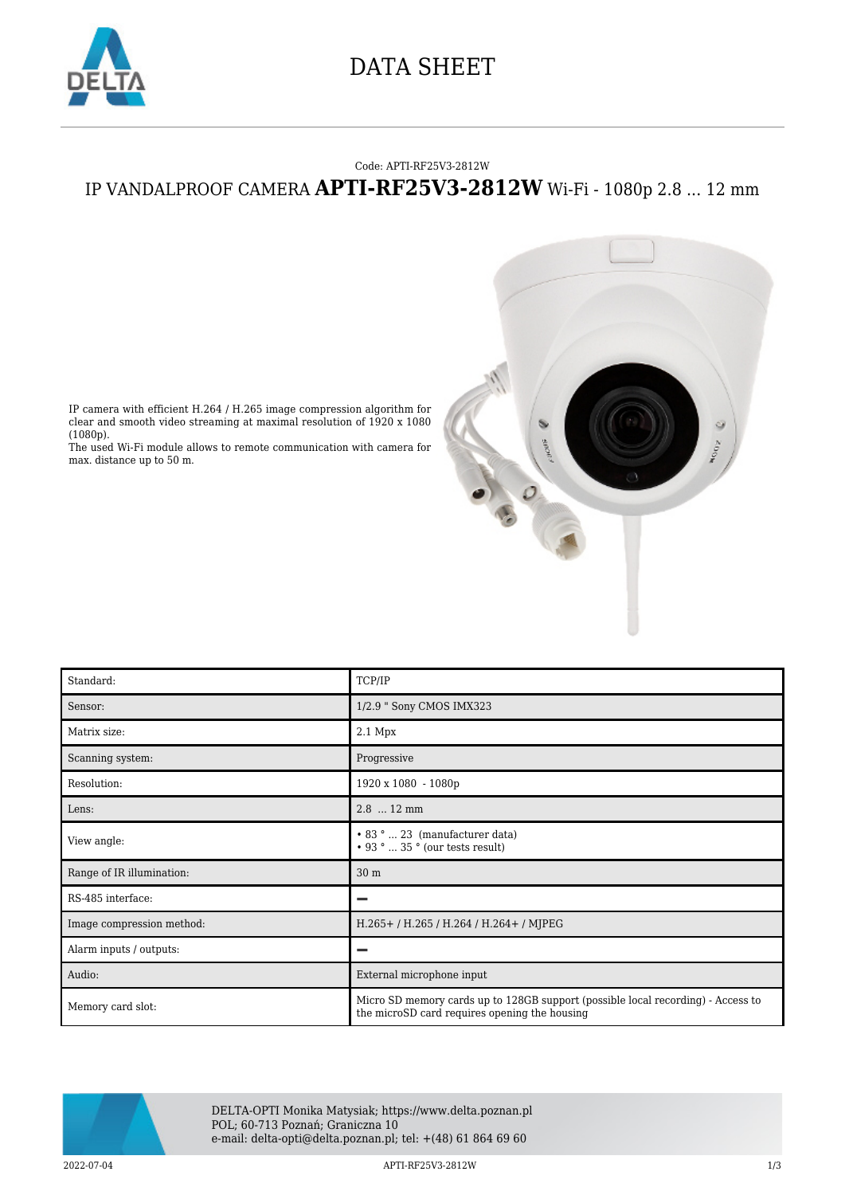# DATA SHEET

Code: APTI-RF25V3-2812W

## IP VANDALPROOF CAMERA **APTI-RF25V3-2812W** Wi-Fi - 1080p 2.8 ... 12 mm

IP camera with efficient H.264 / H.265 image compression algorithm for clear and smooth video streaming at maximal resolution of 1920 x 1080 (1080p).
The used Wi-Fi module allows to remote communication with camera for max. distance up to 50 m.

| Standard: | TCP/IP |
|---|---|
| Sensor: | 1/2.9 " Sony CMOS IMX323 |
| Matrix size: | 2.1 Mpx |
| Scanning system: | Progressive |
| Resolution: | 1920 x 1080 - 1080p |
| Lens: | 2.8 ... 12 mm |
| View angle: | • 83 ° ... 23 (manufacturer data)<br>• 93 ° ... 35 ° (our tests result) |
| Range of IR illumination: | 30 m |
| RS-485 interface: | — |
| Image compression method: | H.265+ / H.265 / H.264 / H.264+ / MJPEG |
| Alarm inputs / outputs: | — |
| Audio: | External microphone input |
| Memory card slot: | Micro SD memory cards up to 128GB support (possible local recording) - Access to the microSD card requires opening the housing |

DELTA-OPTI Monika Matysiak; https://www.delta.poznan.pl
POL; 60-713 Poznań; Graniczna 10
e-mail: delta-opti@delta.poznan.pl; tel: +(48) 61 864 69 60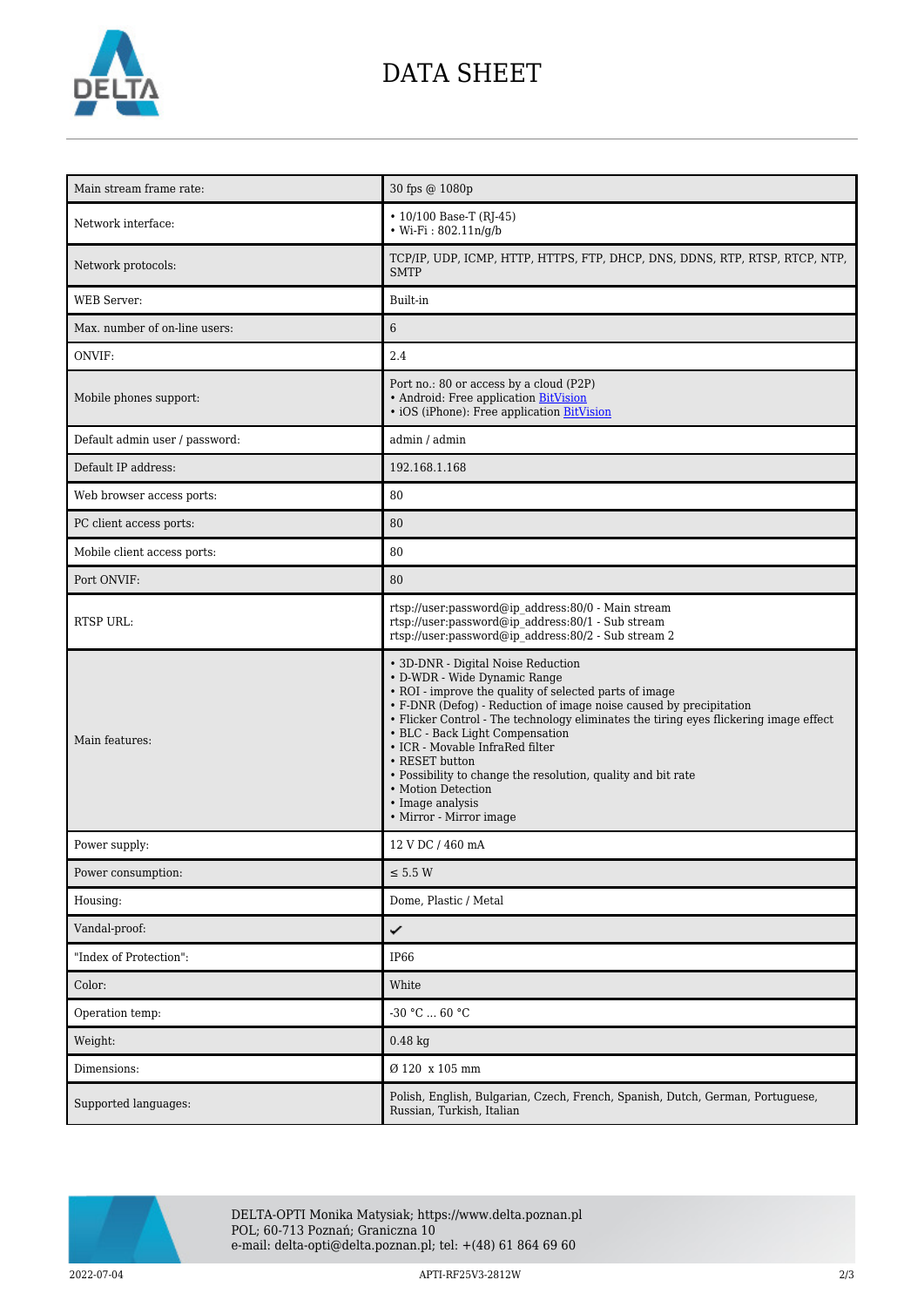# DATA SHEET

| | |
|---|---|
| Main stream frame rate: | 30 fps @ 1080p |
| Network interface: | • 10/100 Base-T (RJ-45)<br>• Wi-Fi : 802.11n/g/b |
| Network protocols: | TCP/IP, UDP, ICMP, HTTP, HTTPS, FTP, DHCP, DNS, DDNS, RTP, RTSP, RTCP, NTP, SMTP |
| WEB Server: | Built-in |
| Max. number of on-line users: | 6 |
| ONVIF: | 2.4 |
| Mobile phones support: | Port no.: 80 or access by a cloud (P2P)<br>• Android: Free application BitVision<br>• iOS (iPhone): Free application BitVision |
| Default admin user / password: | admin / admin |
| Default IP address: | 192.168.1.168 |
| Web browser access ports: | 80 |
| PC client access ports: | 80 |
| Mobile client access ports: | 80 |
| Port ONVIF: | 80 |
| RTSP URL: | rtsp://user:password@ip_address:80/0 - Main stream<br>rtsp://user:password@ip_address:80/1 - Sub stream<br>rtsp://user:password@ip_address:80/2 - Sub stream 2 |
| Main features: | • 3D-DNR - Digital Noise Reduction<br>• D-WDR - Wide Dynamic Range<br>• ROI - improve the quality of selected parts of image<br>• F-DNR (Defog) - Reduction of image noise caused by precipitation<br>• Flicker Control - The technology eliminates the tiring eyes flickering image effect<br>• BLC - Back Light Compensation<br>• ICR - Movable InfraRed filter<br>• RESET button<br>• Possibility to change the resolution, quality and bit rate<br>• Motion Detection<br>• Image analysis<br>• Mirror - Mirror image |
| Power supply: | 12 V DC / 460 mA |
| Power consumption: | ≤ 5.5 W |
| Housing: | Dome, Plastic / Metal |
| Vandal-proof: | ✔ |
| "Index of Protection": | IP66 |
| Color: | White |
| Operation temp: | -30 °C ... 60 °C |
| Weight: | 0.48 kg |
| Dimensions: | Ø 120 x 105 mm |
| Supported languages: | Polish, English, Bulgarian, Czech, French, Spanish, Dutch, German, Portuguese, Russian, Turkish, Italian |

DELTA-OPTI Monika Matysiak; https://www.delta.poznan.pl
POL; 60-713 Poznań; Graniczna 10
e-mail: delta-opti@delta.poznan.pl; tel: +(48) 61 864 69 60

2022-07-04 APTI-RF25V3-2812W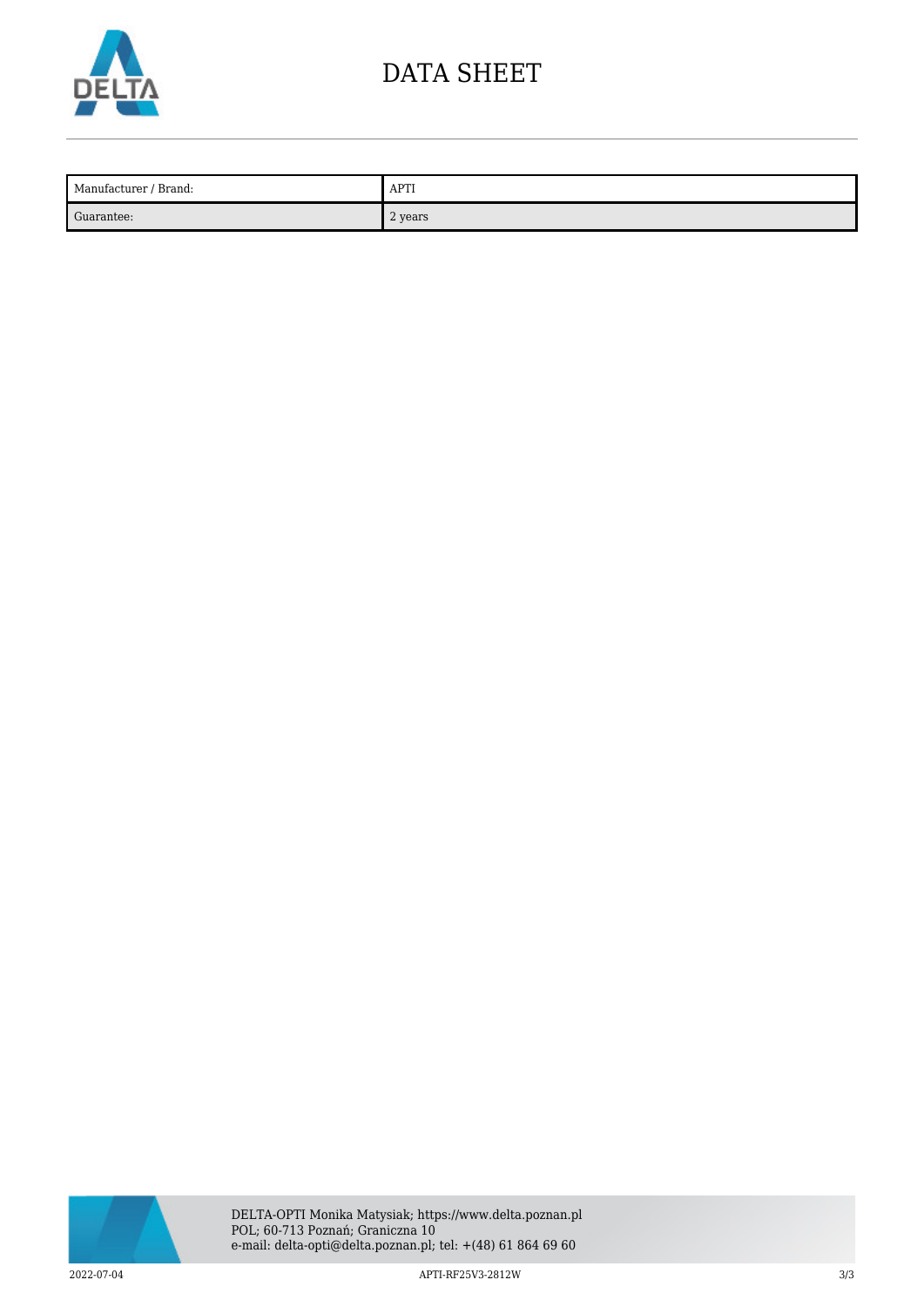| | |
|---|---|
| Manufacturer / Brand: | APTI |
| Guarantee: | 2 years |